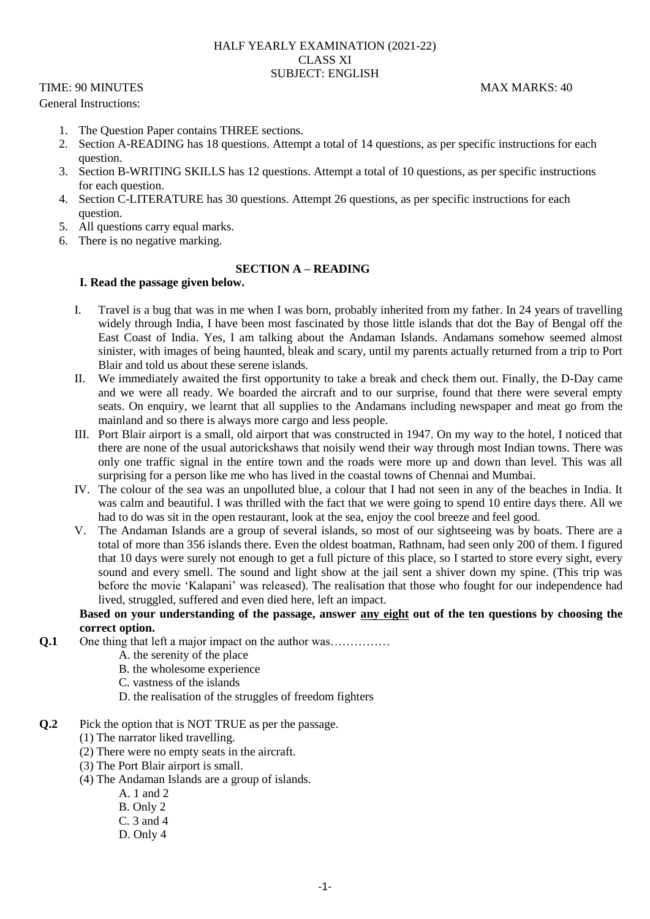HALF YEARLY EXAMINATION (2021-22)
CLASS XI
SUBJECT: ENGLISH

TIME: 90 MINUTES MAX MARKS: 40

General Instructions:

1. The Question Paper contains THREE sections.
2. Section A-READING has 18 questions. Attempt a total of 14 questions, as per specific instructions for each question.
3. Section B-WRITING SKILLS has 12 questions. Attempt a total of 10 questions, as per specific instructions for each question.
4. Section C-LITERATURE has 30 questions. Attempt 26 questions, as per specific instructions for each question.
5. All questions carry equal marks.
6. There is no negative marking.

## SECTION A – READING

**I. Read the passage given below.**

I. Travel is a bug that was in me when I was born, probably inherited from my father. In 24 years of travelling widely through India, I have been most fascinated by those little islands that dot the Bay of Bengal off the East Coast of India. Yes, I am talking about the Andaman Islands. Andamans somehow seemed almost sinister, with images of being haunted, bleak and scary, until my parents actually returned from a trip to Port Blair and told us about these serene islands.

II. We immediately awaited the first opportunity to take a break and check them out. Finally, the D-Day came and we were all ready. We boarded the aircraft and to our surprise, found that there were several empty seats. On enquiry, we learnt that all supplies to the Andamans including newspaper and meat go from the mainland and so there is always more cargo and less people.

III. Port Blair airport is a small, old airport that was constructed in 1947. On my way to the hotel, I noticed that there are none of the usual autorickshaws that noisily wend their way through most Indian towns. There was only one traffic signal in the entire town and the roads were more up and down than level. This was all surprising for a person like me who has lived in the coastal towns of Chennai and Mumbai.

IV. The colour of the sea was an unpolluted blue, a colour that I had not seen in any of the beaches in India. It was calm and beautiful. I was thrilled with the fact that we were going to spend 10 entire days there. All we had to do was sit in the open restaurant, look at the sea, enjoy the cool breeze and feel good.

V. The Andaman Islands are a group of several islands, so most of our sightseeing was by boats. There are a total of more than 356 islands there. Even the oldest boatman, Rathnam, had seen only 200 of them. I figured that 10 days were surely not enough to get a full picture of this place, so I started to store every sight, every sound and every smell. The sound and light show at the jail sent a shiver down my spine. (This trip was before the movie 'Kalapani' was released). The realisation that those who fought for our independence had lived, struggled, suffered and even died here, left an impact.

**Based on your understanding of the passage, answer any eight out of the ten questions by choosing the correct option.**

**Q.1** One thing that left a major impact on the author was……………

A. the serenity of the place
B. the wholesome experience
C. vastness of the islands
D. the realisation of the struggles of freedom fighters

**Q.2** Pick the option that is NOT TRUE as per the passage.

(1) The narrator liked travelling.
(2) There were no empty seats in the aircraft.
(3) The Port Blair airport is small.
(4) The Andaman Islands are a group of islands.

A. 1 and 2
B. Only 2
C. 3 and 4
D. Only 4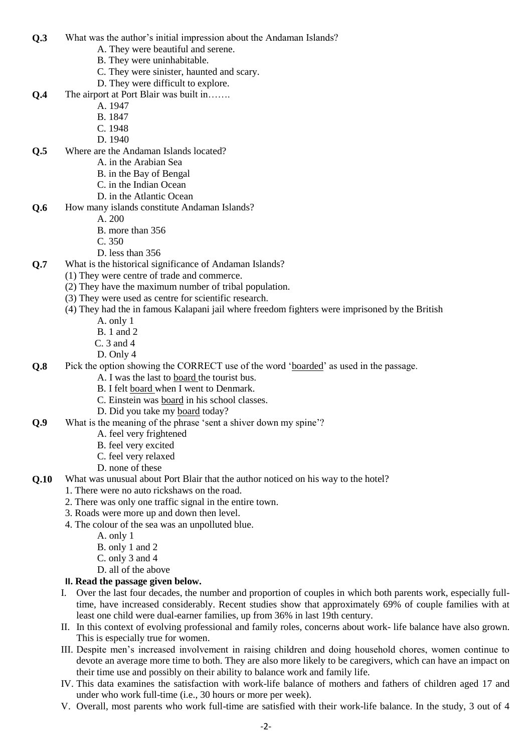**Q.3** What was the author's initial impression about the Andaman Islands?

A. They were beautiful and serene.
B. They were uninhabitable.
C. They were sinister, haunted and scary.
D. They were difficult to explore.

**Q.4** The airport at Port Blair was built in…….

A. 1947
B. 1847
C. 1948
D. 1940

**Q.5** Where are the Andaman Islands located?

A. in the Arabian Sea
B. in the Bay of Bengal
C. in the Indian Ocean
D. in the Atlantic Ocean

**Q.6** How many islands constitute Andaman Islands?

A. 200
B. more than 356
C. 350
D. less than 356

**Q.7** What is the historical significance of Andaman Islands?

(1) They were centre of trade and commerce.
(2) They have the maximum number of tribal population.
(3) They were used as centre for scientific research.
(4) They had the in famous Kalapani jail where freedom fighters were imprisoned by the British

A. only 1
B. 1 and 2
C. 3 and 4
D. Only 4

**Q.8** Pick the option showing the CORRECT use of the word '<u>boarded</u>' as used in the passage.

A. I was the last to <u>board</u> the tourist bus.
B. I felt <u>board</u> when I went to Denmark.
C. Einstein was <u>board</u> in his school classes.
D. Did you take my <u>board</u> today?

**Q.9** What is the meaning of the phrase 'sent a shiver down my spine'?

A. feel very frightened
B. feel very excited
C. feel very relaxed
D. none of these

**Q.10** What was unusual about Port Blair that the author noticed on his way to the hotel?

1. There were no auto rickshaws on the road.
2. There was only one traffic signal in the entire town.
3. Roads were more up and down then level.
4. The colour of the sea was an unpolluted blue.

A. only 1
B. only 1 and 2
C. only 3 and 4
D. all of the above

**II. Read the passage given below.**

I. Over the last four decades, the number and proportion of couples in which both parents work, especially full-time, have increased considerably. Recent studies show that approximately 69% of couple families with at least one child were dual-earner families, up from 36% in last 19th century.

II. In this context of evolving professional and family roles, concerns about work- life balance have also grown. This is especially true for women.

III. Despite men's increased involvement in raising children and doing household chores, women continue to devote an average more time to both. They are also more likely to be caregivers, which can have an impact on their time use and possibly on their ability to balance work and family life.

IV. This data examines the satisfaction with work-life balance of mothers and fathers of children aged 17 and under who work full-time (i.e., 30 hours or more per week).

V. Overall, most parents who work full-time are satisfied with their work-life balance. In the study, 3 out of 4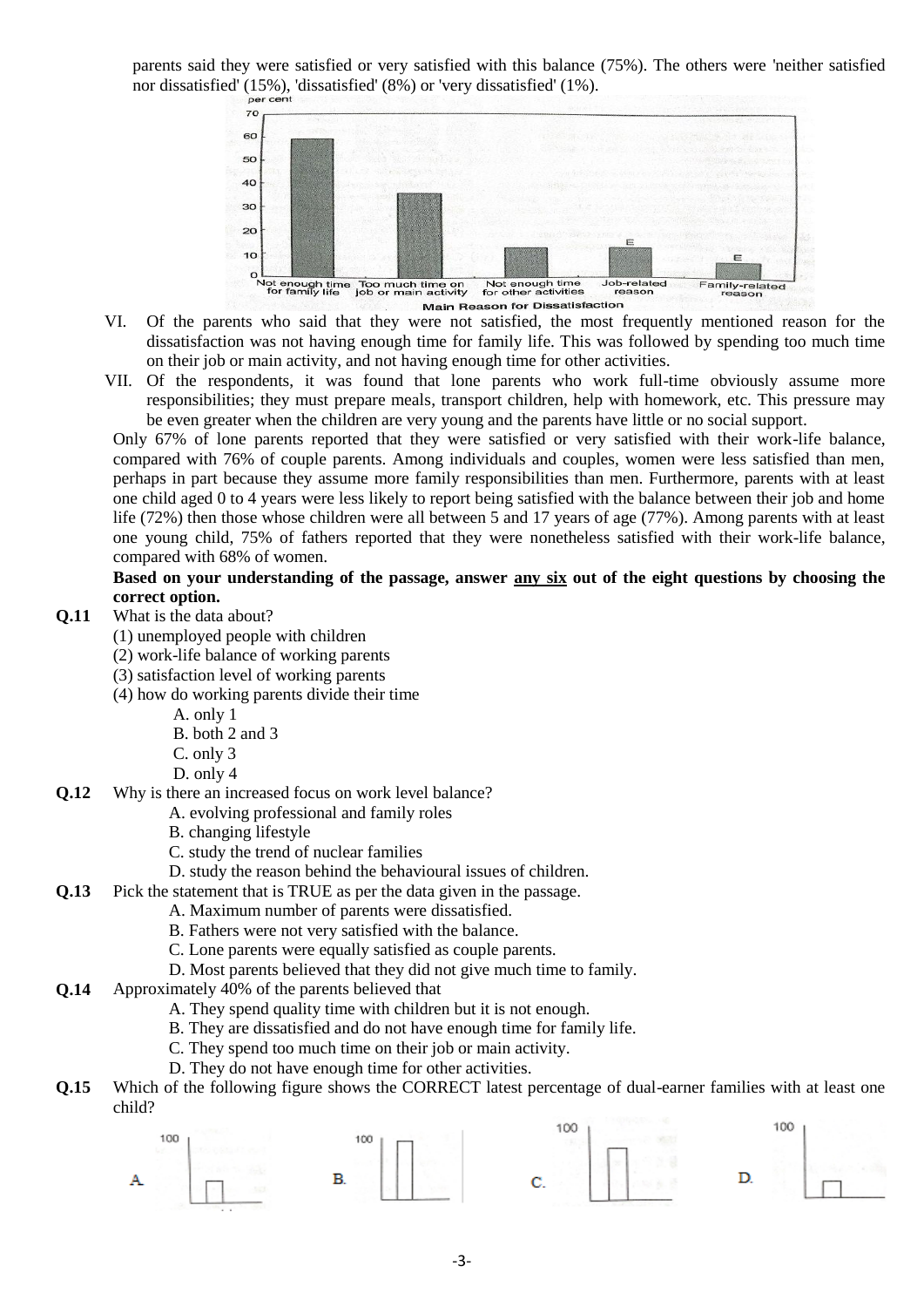parents said they were satisfied or very satisfied with this balance (75%). The others were 'neither satisfied nor dissatisfied' (15%), 'dissatisfied' (8%) or 'very dissatisfied' (1%).

VI. Of the parents who said that they were not satisfied, the most frequently mentioned reason for the dissatisfaction was not having enough time for family life. This was followed by spending too much time on their job or main activity, and not having enough time for other activities.

VII. Of the respondents, it was found that lone parents who work full-time obviously assume more responsibilities; they must prepare meals, transport children, help with homework, etc. This pressure may be even greater when the children are very young and the parents have little or no social support.

Only 67% of lone parents reported that they were satisfied or very satisfied with their work-life balance, compared with 76% of couple parents. Among individuals and couples, women were less satisfied than men, perhaps in part because they assume more family responsibilities than men. Furthermore, parents with at least one child aged 0 to 4 years were less likely to report being satisfied with the balance between their job and home life (72%) then those whose children were all between 5 and 17 years of age (77%). Among parents with at least one young child, 75% of fathers reported that they were nonetheless satisfied with their work-life balance, compared with 68% of women.

**Based on your understanding of the passage, answer any six out of the eight questions by choosing the correct option.**

**Q.11** What is the data about?

(1) unemployed people with children
(2) work-life balance of working parents
(3) satisfaction level of working parents
(4) how do working parents divide their time

A. only 1
B. both 2 and 3
C. only 3
D. only 4

**Q.12** Why is there an increased focus on work level balance?

A. evolving professional and family roles
B. changing lifestyle
C. study the trend of nuclear families
D. study the reason behind the behavioural issues of children.

**Q.13** Pick the statement that is TRUE as per the data given in the passage.

A. Maximum number of parents were dissatisfied.
B. Fathers were not very satisfied with the balance.
C. Lone parents were equally satisfied as couple parents.
D. Most parents believed that they did not give much time to family.

**Q.14** Approximately 40% of the parents believed that

A. They spend quality time with children but it is not enough.
B. They are dissatisfied and do not have enough time for family life.
C. They spend too much time on their job or main activity.
D. They do not have enough time for other activities.

**Q.15** Which of the following figure shows the CORRECT latest percentage of dual-earner families with at least one child?

A. B. C. D.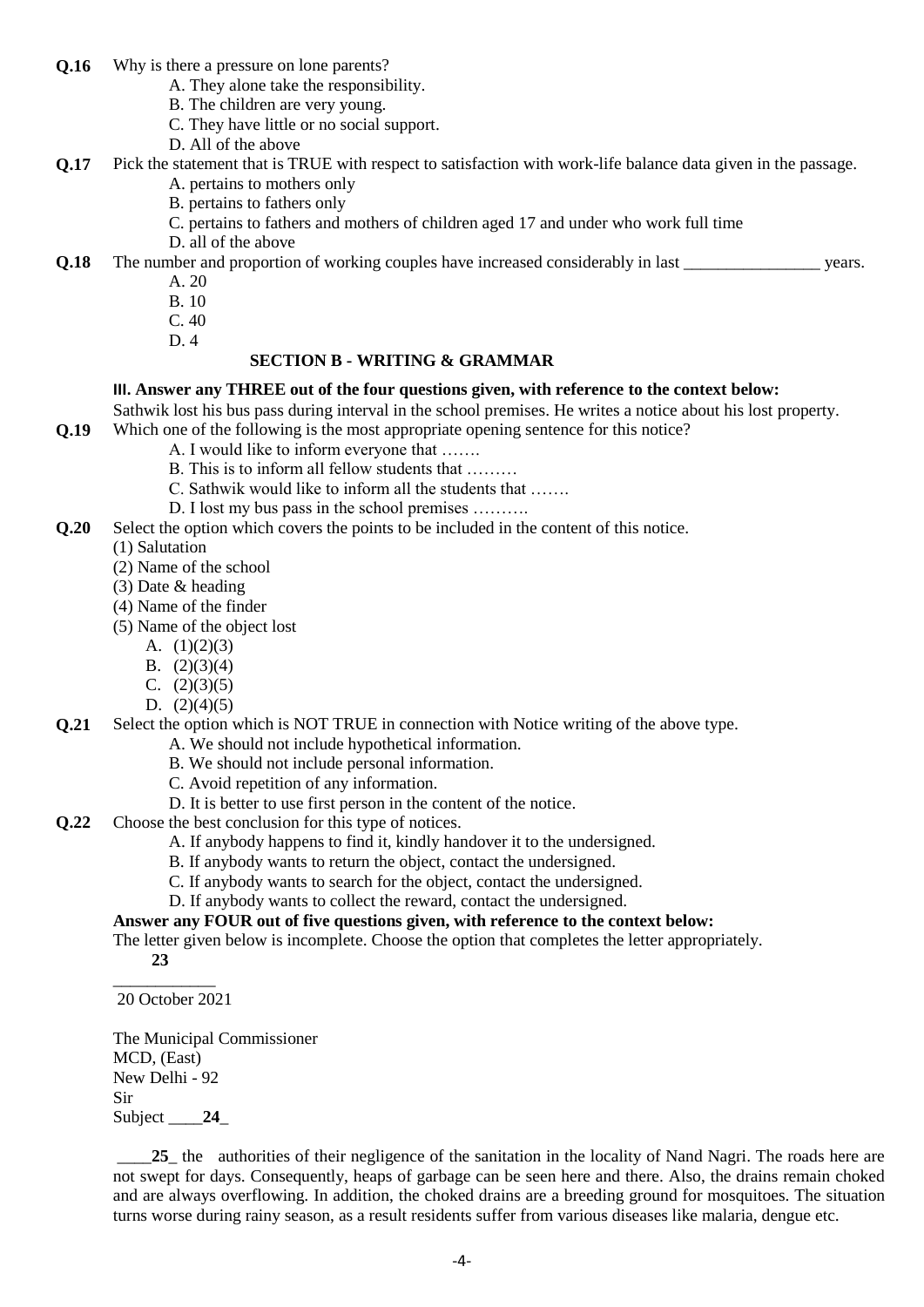**Q.16** Why is there a pressure on lone parents?

A. They alone take the responsibility.
B. The children are very young.
C. They have little or no social support.
D. All of the above

**Q.17** Pick the statement that is TRUE with respect to satisfaction with work-life balance data given in the passage.

A. pertains to mothers only
B. pertains to fathers only
C. pertains to fathers and mothers of children aged 17 and under who work full time
D. all of the above

**Q.18** The number and proportion of working couples have increased considerably in last ________________ years.

A. 20
B. 10
C. 40
D. 4

## SECTION B - WRITING & GRAMMAR

**III. Answer any THREE out of the four questions given, with reference to the context below:**

Sathwik lost his bus pass during interval in the school premises. He writes a notice about his lost property.

**Q.19** Which one of the following is the most appropriate opening sentence for this notice?

A. I would like to inform everyone that …….
B. This is to inform all fellow students that ………
C. Sathwik would like to inform all the students that …….
D. I lost my bus pass in the school premises ……….

**Q.20** Select the option which covers the points to be included in the content of this notice.

(1) Salutation
(2) Name of the school
(3) Date & heading
(4) Name of the finder
(5) Name of the object lost

A. (1)(2)(3)
B. (2)(3)(4)
C. (2)(3)(5)
D. (2)(4)(5)

**Q.21** Select the option which is NOT TRUE in connection with Notice writing of the above type.

A. We should not include hypothetical information.
B. We should not include personal information.
C. Avoid repetition of any information.
D. It is better to use first person in the content of the notice.

**Q.22** Choose the best conclusion for this type of notices.

A. If anybody happens to find it, kindly handover it to the undersigned.
B. If anybody wants to return the object, contact the undersigned.
C. If anybody wants to search for the object, contact the undersigned.
D. If anybody wants to collect the reward, contact the undersigned.

**Answer any FOUR out of five questions given, with reference to the context below:**

The letter given below is incomplete. Choose the option that completes the letter appropriately.

**23**
___________

20 October 2021

The Municipal Commissioner
MCD, (East)
New Delhi - 92
Sir
Subject ____**24**_

____**25**_ the authorities of their negligence of the sanitation in the locality of Nand Nagri. The roads here are not swept for days. Consequently, heaps of garbage can be seen here and there. Also, the drains remain choked and are always overflowing. In addition, the choked drains are a breeding ground for mosquitoes. The situation turns worse during rainy season, as a result residents suffer from various diseases like malaria, dengue etc.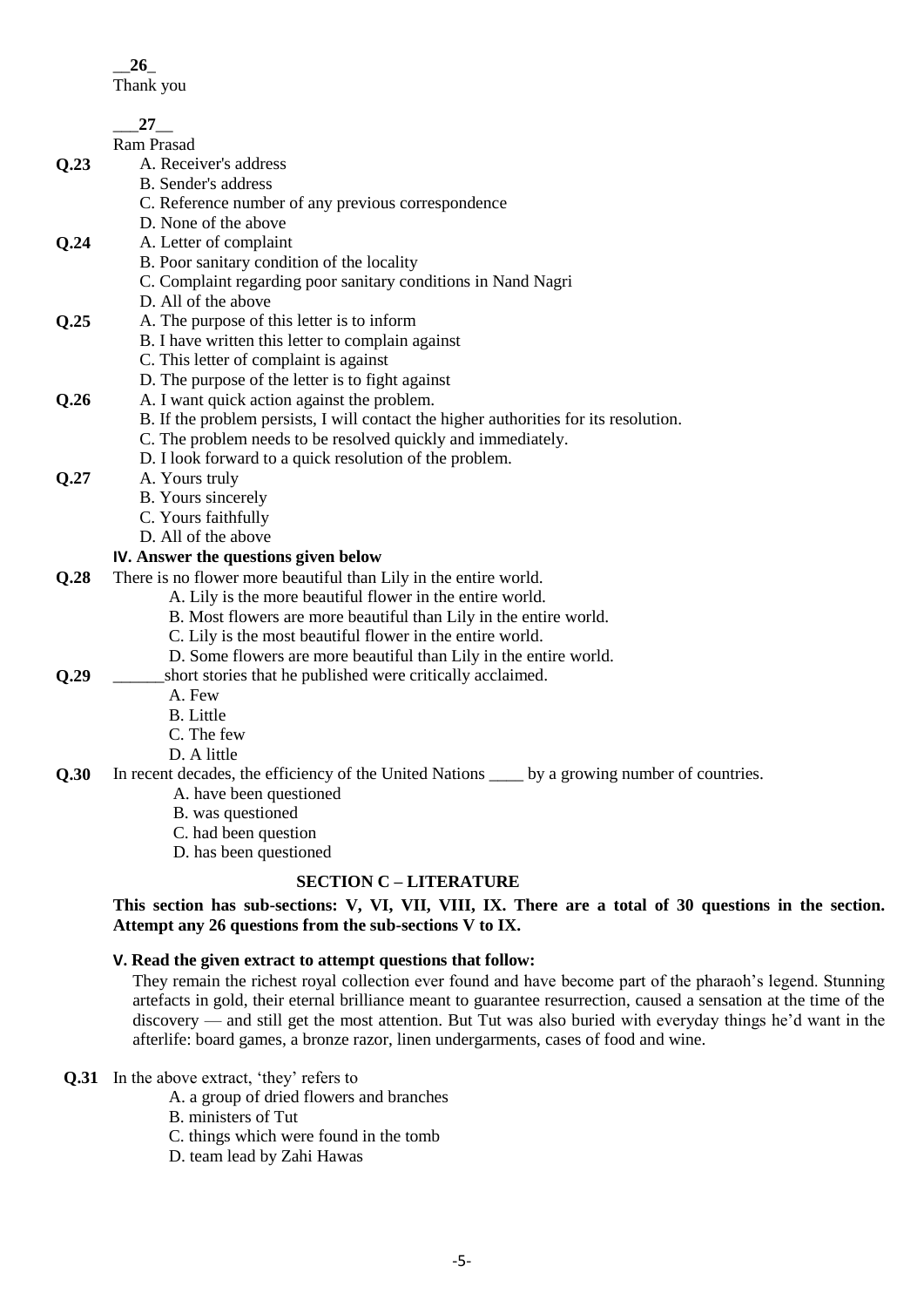__26_
Thank you

___27__
Ram Prasad

**Q.23**
A. Receiver's address
B. Sender's address
C. Reference number of any previous correspondence
D. None of the above

**Q.24**
A. Letter of complaint
B. Poor sanitary condition of the locality
C. Complaint regarding poor sanitary conditions in Nand Nagri
D. All of the above

**Q.25**
A. The purpose of this letter is to inform
B. I have written this letter to complain against
C. This letter of complaint is against
D. The purpose of the letter is to fight against

**Q.26**
A. I want quick action against the problem.
B. If the problem persists, I will contact the higher authorities for its resolution.
C. The problem needs to be resolved quickly and immediately.
D. I look forward to a quick resolution of the problem.

**Q.27**
A. Yours truly
B. Yours sincerely
C. Yours faithfully
D. All of the above

**IV. Answer the questions given below**

**Q.28** There is no flower more beautiful than Lily in the entire world.
A. Lily is the more beautiful flower in the entire world.
B. Most flowers are more beautiful than Lily in the entire world.
C. Lily is the most beautiful flower in the entire world.
D. Some flowers are more beautiful than Lily in the entire world.

**Q.29** ______short stories that he published were critically acclaimed.
A. Few
B. Little
C. The few
D. A little

**Q.30** In recent decades, the efficiency of the United Nations ____ by a growing number of countries.
A. have been questioned
B. was questioned
C. had been question
D. has been questioned

## SECTION C – LITERATURE

**This section has sub-sections: V, VI, VII, VIII, IX. There are a total of 30 questions in the section. Attempt any 26 questions from the sub-sections V to IX.**

**V. Read the given extract to attempt questions that follow:**

They remain the richest royal collection ever found and have become part of the pharaoh's legend. Stunning artefacts in gold, their eternal brilliance meant to guarantee resurrection, caused a sensation at the time of the discovery — and still get the most attention. But Tut was also buried with everyday things he'd want in the afterlife: board games, a bronze razor, linen undergarments, cases of food and wine.

**Q.31** In the above extract, 'they' refers to
A. a group of dried flowers and branches
B. ministers of Tut
C. things which were found in the tomb
D. team lead by Zahi Hawas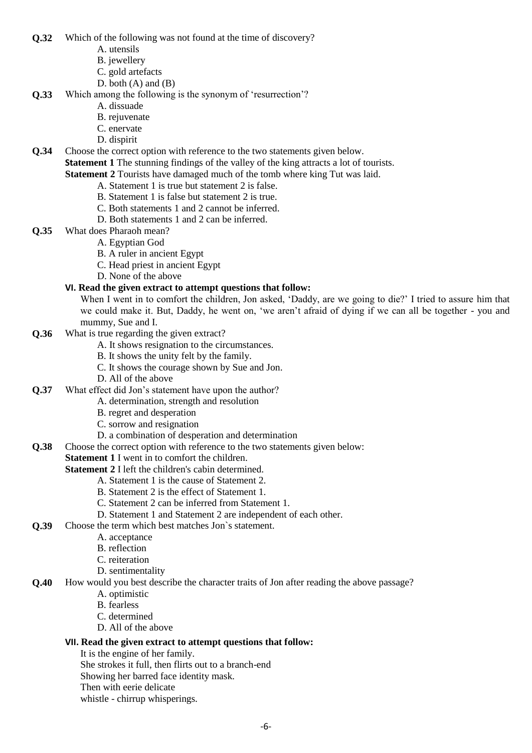**Q.32** Which of the following was not found at the time of discovery?

A. utensils
B. jewellery
C. gold artefacts
D. both (A) and (B)

**Q.33** Which among the following is the synonym of 'resurrection'?

A. dissuade
B. rejuvenate
C. enervate
D. dispirit

**Q.34** Choose the correct option with reference to the two statements given below.

**Statement 1** The stunning findings of the valley of the king attracts a lot of tourists.

**Statement 2** Tourists have damaged much of the tomb where king Tut was laid.

A. Statement 1 is true but statement 2 is false.
B. Statement 1 is false but statement 2 is true.
C. Both statements 1 and 2 cannot be inferred.
D. Both statements 1 and 2 can be inferred.

**Q.35** What does Pharaoh mean?

A. Egyptian God
B. A ruler in ancient Egypt
C. Head priest in ancient Egypt
D. None of the above

**VI. Read the given extract to attempt questions that follow:**

When I went in to comfort the children, Jon asked, 'Daddy, are we going to die?' I tried to assure him that we could make it. But, Daddy, he went on, 'we aren't afraid of dying if we can all be together - you and mummy, Sue and I.

**Q.36** What is true regarding the given extract?

A. It shows resignation to the circumstances.
B. It shows the unity felt by the family.
C. It shows the courage shown by Sue and Jon.
D. All of the above

**Q.37** What effect did Jon's statement have upon the author?

A. determination, strength and resolution
B. regret and desperation
C. sorrow and resignation
D. a combination of desperation and determination

**Q.38** Choose the correct option with reference to the two statements given below:

**Statement 1** I went in to comfort the children.

**Statement 2** I left the children's cabin determined.

A. Statement 1 is the cause of Statement 2.
B. Statement 2 is the effect of Statement 1.
C. Statement 2 can be inferred from Statement 1.
D. Statement 1 and Statement 2 are independent of each other.

**Q.39** Choose the term which best matches Jon`s statement.

A. acceptance
B. reflection
C. reiteration
D. sentimentality

**Q.40** How would you best describe the character traits of Jon after reading the above passage?

A. optimistic
B. fearless
C. determined
D. All of the above

**VII. Read the given extract to attempt questions that follow:**

It is the engine of her family.
She strokes it full, then flirts out to a branch-end
Showing her barred face identity mask.
Then with eerie delicate
whistle - chirrup whisperings.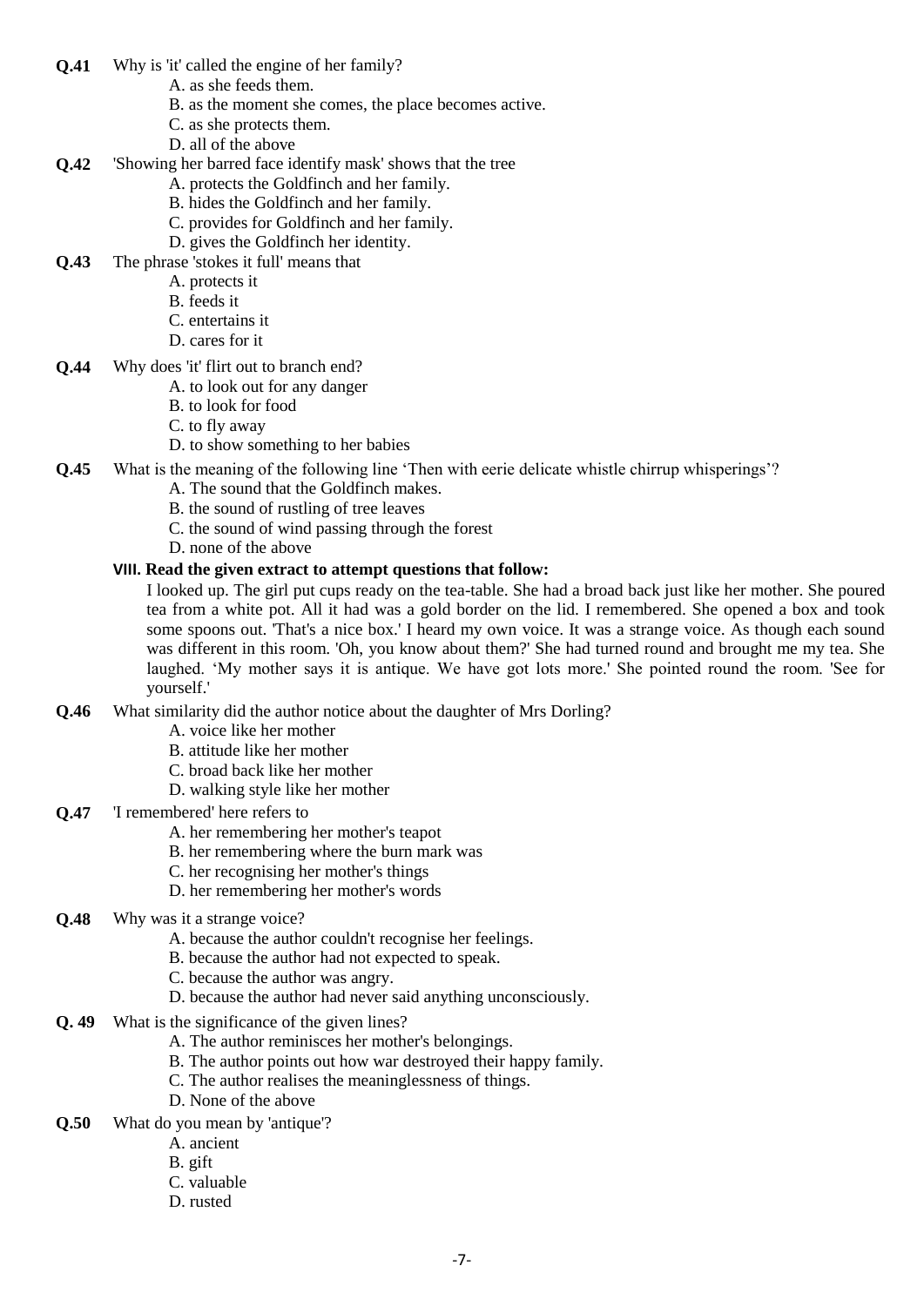**Q.41** Why is 'it' called the engine of her family?

A. as she feeds them.
B. as the moment she comes, the place becomes active.
C. as she protects them.
D. all of the above

**Q.42** 'Showing her barred face identify mask' shows that the tree

A. protects the Goldfinch and her family.
B. hides the Goldfinch and her family.
C. provides for Goldfinch and her family.
D. gives the Goldfinch her identity.

**Q.43** The phrase 'stokes it full' means that

A. protects it
B. feeds it
C. entertains it
D. cares for it

**Q.44** Why does 'it' flirt out to branch end?

A. to look out for any danger
B. to look for food
C. to fly away
D. to show something to her babies

**Q.45** What is the meaning of the following line 'Then with eerie delicate whistle chirrup whisperings'?

A. The sound that the Goldfinch makes.
B. the sound of rustling of tree leaves
C. the sound of wind passing through the forest
D. none of the above

**VIII. Read the given extract to attempt questions that follow:**

I looked up. The girl put cups ready on the tea-table. She had a broad back just like her mother. She poured tea from a white pot. All it had was a gold border on the lid. I remembered. She opened a box and took some spoons out. 'That's a nice box.' I heard my own voice. It was a strange voice. As though each sound was different in this room. 'Oh, you know about them?' She had turned round and brought me my tea. She laughed. 'My mother says it is antique. We have got lots more.' She pointed round the room. 'See for yourself.'

**Q.46** What similarity did the author notice about the daughter of Mrs Dorling?

A. voice like her mother
B. attitude like her mother
C. broad back like her mother
D. walking style like her mother

**Q.47** 'I remembered' here refers to

A. her remembering her mother's teapot
B. her remembering where the burn mark was
C. her recognising her mother's things
D. her remembering her mother's words

**Q.48** Why was it a strange voice?

A. because the author couldn't recognise her feelings.
B. because the author had not expected to speak.
C. because the author was angry.
D. because the author had never said anything unconsciously.

**Q. 49** What is the significance of the given lines?

A. The author reminisces her mother's belongings.
B. The author points out how war destroyed their happy family.
C. The author realises the meaninglessness of things.
D. None of the above

**Q.50** What do you mean by 'antique'?

A. ancient
B. gift
C. valuable
D. rusted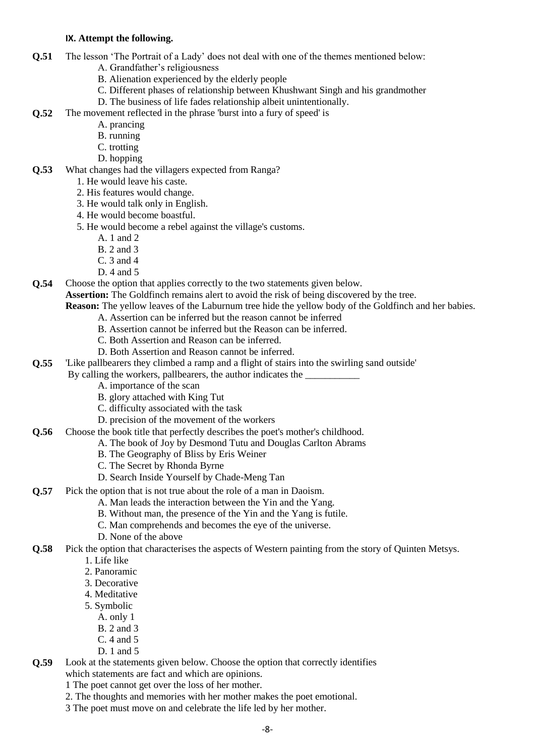**IX. Attempt the following.**

**Q.51** The lesson 'The Portrait of a Lady' does not deal with one of the themes mentioned below:

A. Grandfather's religiousness
B. Alienation experienced by the elderly people
C. Different phases of relationship between Khushwant Singh and his grandmother
D. The business of life fades relationship albeit unintentionally.

**Q.52** The movement reflected in the phrase 'burst into a fury of speed' is

A. prancing
B. running
C. trotting
D. hopping

**Q.53** What changes had the villagers expected from Ranga?

1. He would leave his caste.
2. His features would change.
3. He would talk only in English.
4. He would become boastful.
5. He would become a rebel against the village's customs.

A. 1 and 2
B. 2 and 3
C. 3 and 4
D. 4 and 5

**Q.54** Choose the option that applies correctly to the two statements given below.
**Assertion:** The Goldfinch remains alert to avoid the risk of being discovered by the tree.
**Reason:** The yellow leaves of the Laburnum tree hide the yellow body of the Goldfinch and her babies.

A. Assertion can be inferred but the reason cannot be inferred
B. Assertion cannot be inferred but the Reason can be inferred.
C. Both Assertion and Reason can be inferred.
D. Both Assertion and Reason cannot be inferred.

**Q.55** 'Like pallbearers they climbed a ramp and a flight of stairs into the swirling sand outside'
By calling the workers, pallbearers, the author indicates the ___________

A. importance of the scan
B. glory attached with King Tut
C. difficulty associated with the task
D. precision of the movement of the workers

**Q.56** Choose the book title that perfectly describes the poet's mother's childhood.

A. The book of Joy by Desmond Tutu and Douglas Carlton Abrams
B. The Geography of Bliss by Eris Weiner
C. The Secret by Rhonda Byrne
D. Search Inside Yourself by Chade-Meng Tan

**Q.57** Pick the option that is not true about the role of a man in Daoism.

A. Man leads the interaction between the Yin and the Yang.
B. Without man, the presence of the Yin and the Yang is futile.
C. Man comprehends and becomes the eye of the universe.
D. None of the above

**Q.58** Pick the option that characterises the aspects of Western painting from the story of Quinten Metsys.

1. Life like
2. Panoramic
3. Decorative
4. Meditative
5. Symbolic

A. only 1
B. 2 and 3
C. 4 and 5
D. 1 and 5

**Q.59** Look at the statements given below. Choose the option that correctly identifies which statements are fact and which are opinions.

1 The poet cannot get over the loss of her mother.
2. The thoughts and memories with her mother makes the poet emotional.
3 The poet must move on and celebrate the life led by her mother.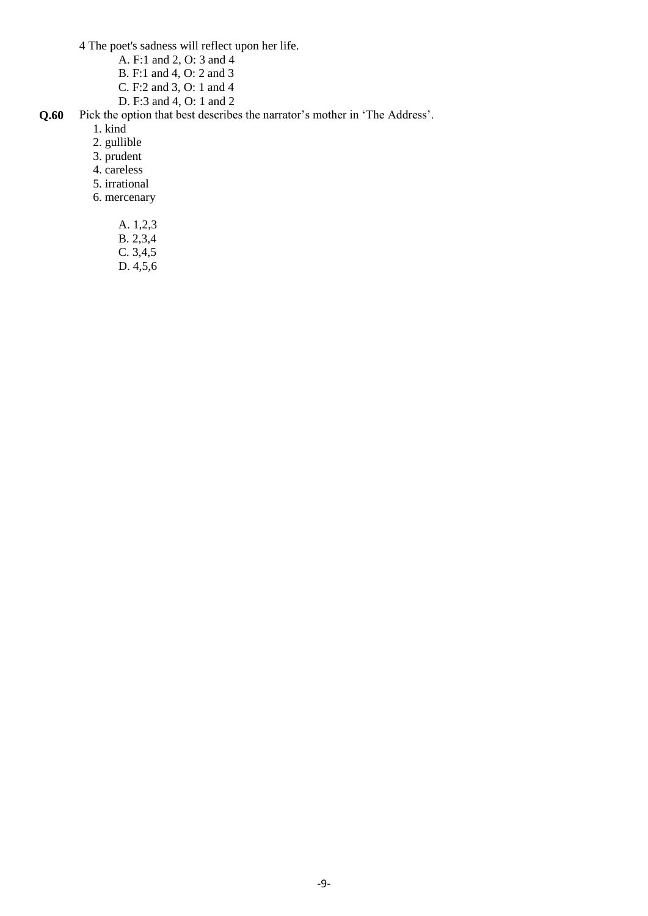4 The poet's sadness will reflect upon her life.

A. F:1 and 2, O: 3 and 4
B. F:1 and 4, O: 2 and 3
C. F:2 and 3, O: 1 and 4
D. F:3 and 4, O: 1 and 2

**Q.60** Pick the option that best describes the narrator's mother in 'The Address'.

1. kind
2. gullible
3. prudent
4. careless
5. irrational
6. mercenary

A. 1,2,3
B. 2,3,4
C. 3,4,5
D. 4,5,6